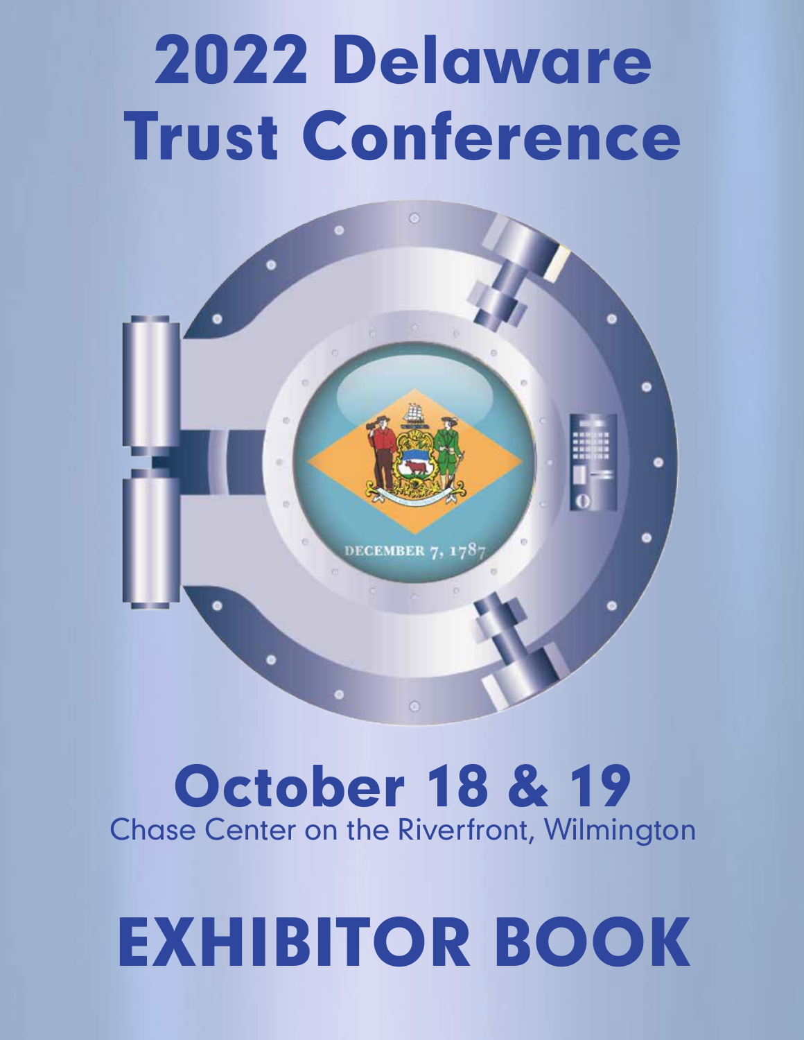# 2022 Delaware Trust Conference

DECEMBER 7, 1787

## October 18 & 19

Chase Center on the Riverfront, Wilmington

# EXHIBITOR BOOK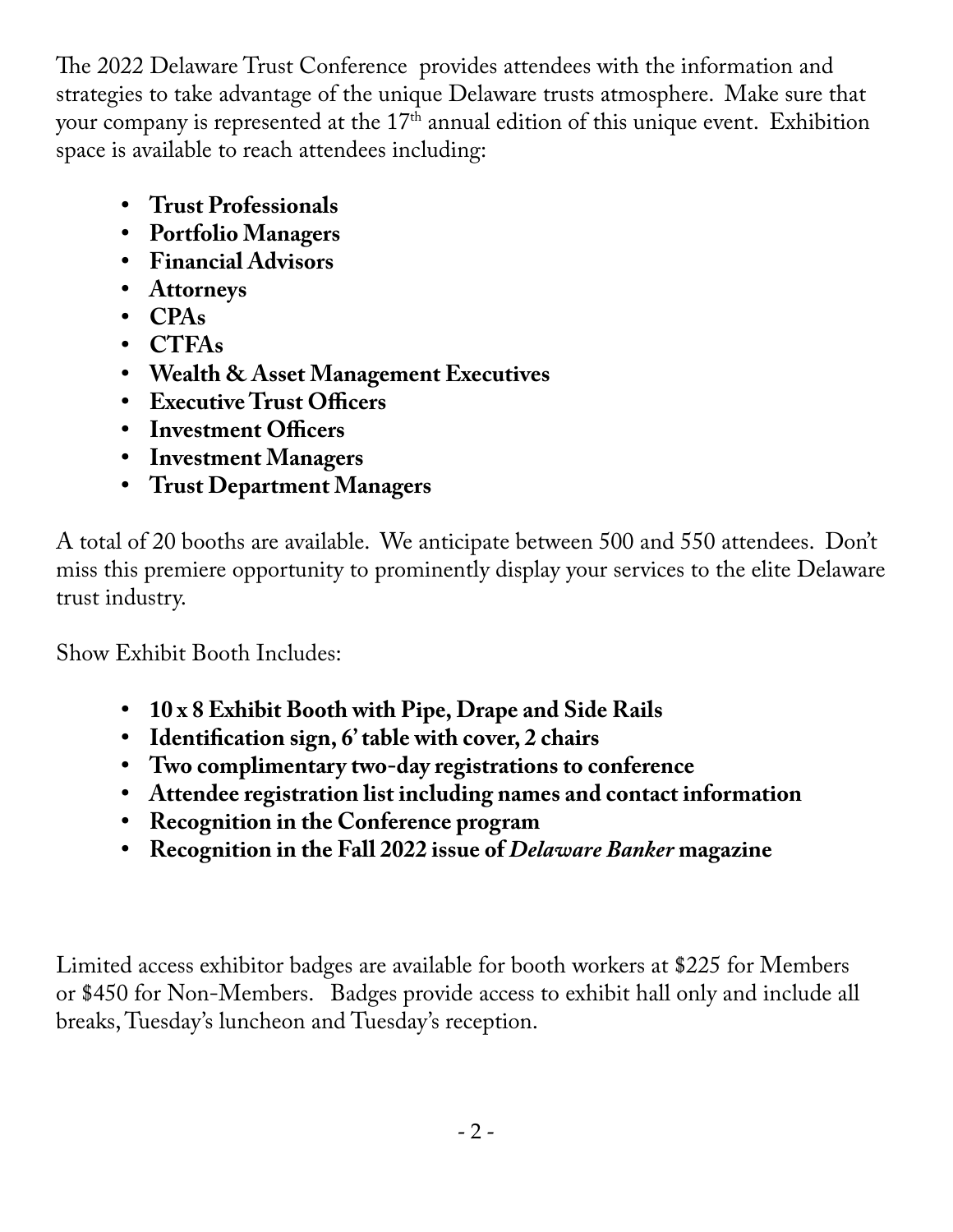The 2022 Delaware Trust Conference provides attendees with the information and strategies to take advantage of the unique Delaware trusts atmosphere. Make sure that your company is represented at the 17th annual edition of this unique event. Exhibition space is available to reach attendees including:

- **Trust Professionals**
- **Portfolio Managers**
- **Financial Advisors**
- **Attorneys**
- **CPAs**
- **CTFAs**
- **Wealth & Asset Management Executives**
- **Executive Trust Officers**
- **Investment Officers**
- **Investment Managers**
- **Trust Department Managers**

A total of 20 booths are available. We anticipate between 500 and 550 attendees. Don't miss this premiere opportunity to prominently display your services to the elite Delaware trust industry.

Show Exhibit Booth Includes:

- **10 x 8 Exhibit Booth with Pipe, Drape and Side Rails**
- **Identification sign, 6' table with cover, 2 chairs**
- **Two complimentary two-day registrations to conference**
- **Attendee registration list including names and contact information**
- **Recognition in the Conference program**
- **Recognition in the Fall 2022 issue of *Delaware Banker* magazine**

Limited access exhibitor badges are available for booth workers at $225 for Members or $450 for Non-Members. Badges provide access to exhibit hall only and include all breaks, Tuesday's luncheon and Tuesday's reception.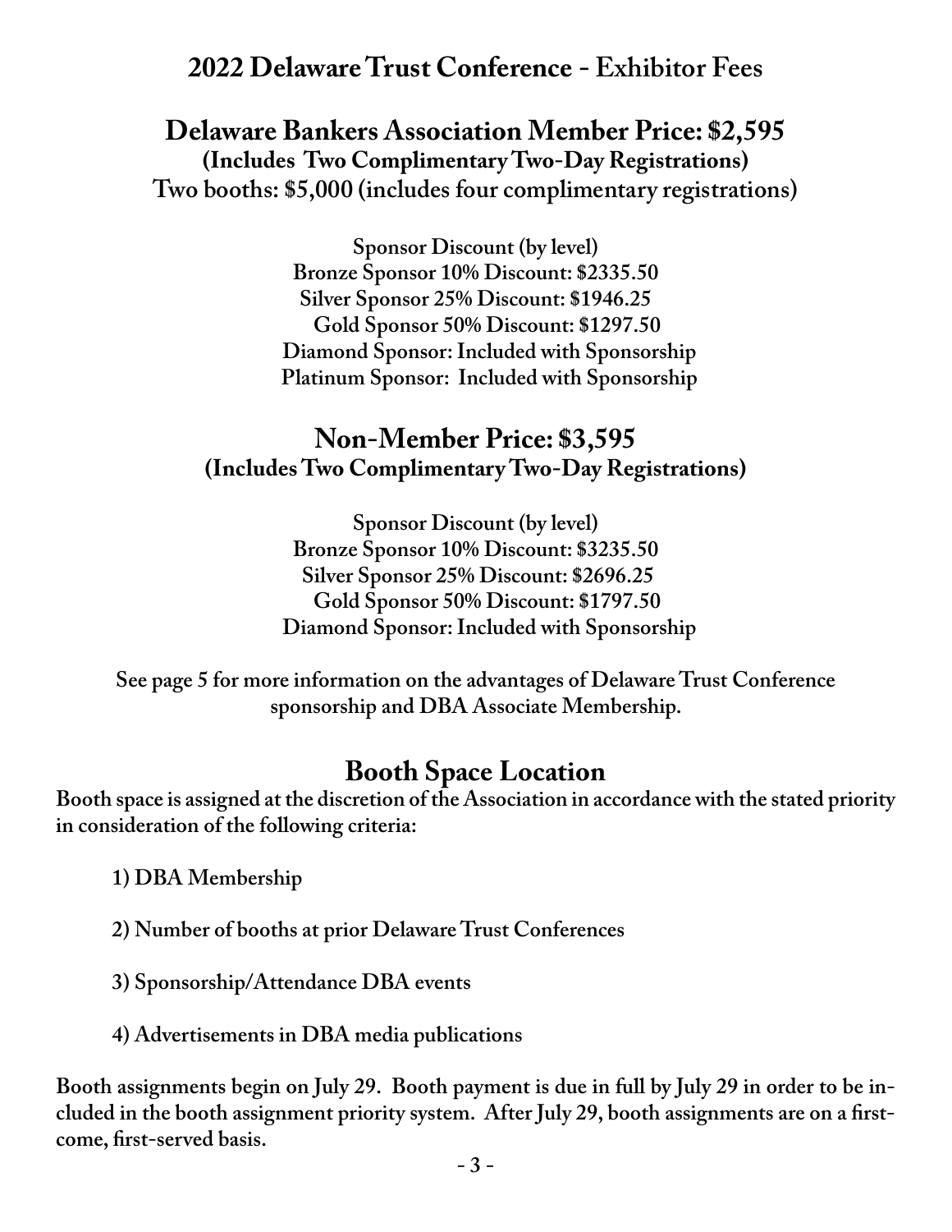# 2022 Delaware Trust Conference - Exhibitor Fees

## Delaware Bankers Association Member Price: $2,595

**(Includes Two Complimentary Two-Day Registrations)**

**Two booths: $5,000 (includes four complimentary registrations)**

**Sponsor Discount (by level)**
**Bronze Sponsor 10% Discount: $2335.50**
**Silver Sponsor 25% Discount: $1946.25**
**Gold Sponsor 50% Discount: $1297.50**
**Diamond Sponsor: Included with Sponsorship**
**Platinum Sponsor: Included with Sponsorship**

## Non-Member Price: $3,595

**(Includes Two Complimentary Two-Day Registrations)**

**Sponsor Discount (by level)**
**Bronze Sponsor 10% Discount: $3235.50**
**Silver Sponsor 25% Discount: $2696.25**
**Gold Sponsor 50% Discount: $1797.50**
**Diamond Sponsor: Included with Sponsorship**

**See page 5 for more information on the advantages of Delaware Trust Conference sponsorship and DBA Associate Membership.**

## Booth Space Location

**Booth space is assigned at the discretion of the Association in accordance with the stated priority in consideration of the following criteria:**

1) **DBA Membership**
2) **Number of booths at prior Delaware Trust Conferences**
3) **Sponsorship/Attendance DBA events**
4) **Advertisements in DBA media publications**

**Booth assignments begin on July 29. Booth payment is due in full by July 29 in order to be included in the booth assignment priority system. After July 29, booth assignments are on a first-come, first-served basis.**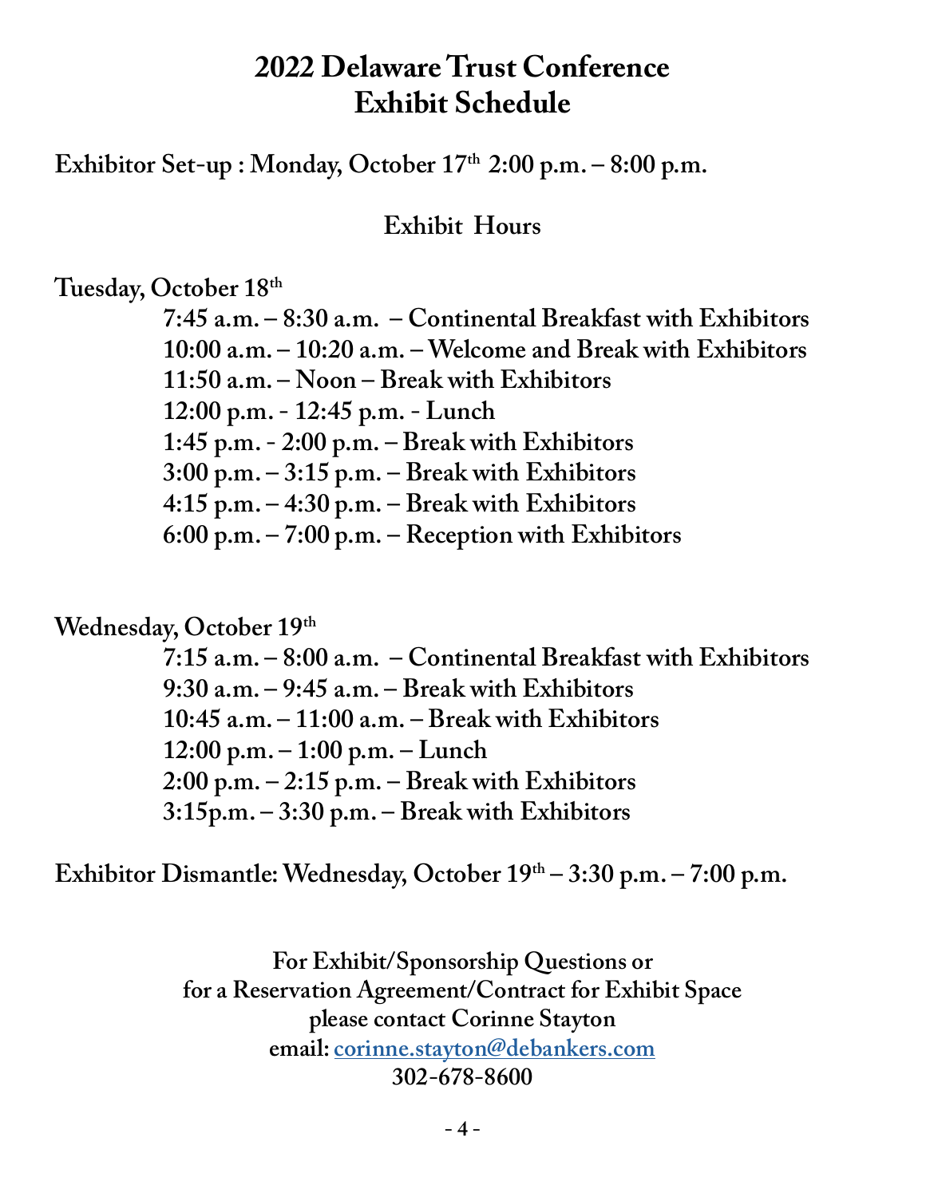# 2022 Delaware Trust Conference
# Exhibit Schedule

**Exhibitor Set-up : Monday, October 17th 2:00 p.m. – 8:00 p.m.**

## Exhibit Hours

**Tuesday, October 18th**

- 7:45 a.m. – 8:30 a.m. – Continental Breakfast with Exhibitors
- 10:00 a.m. – 10:20 a.m. – Welcome and Break with Exhibitors
- 11:50 a.m. – Noon – Break with Exhibitors
- 12:00 p.m. - 12:45 p.m. - Lunch
- 1:45 p.m. - 2:00 p.m. – Break with Exhibitors
- 3:00 p.m. – 3:15 p.m. – Break with Exhibitors
- 4:15 p.m. – 4:30 p.m. – Break with Exhibitors
- 6:00 p.m. – 7:00 p.m. – Reception with Exhibitors

**Wednesday, October 19th**

- 7:15 a.m. – 8:00 a.m. – Continental Breakfast with Exhibitors
- 9:30 a.m. – 9:45 a.m. – Break with Exhibitors
- 10:45 a.m. – 11:00 a.m. – Break with Exhibitors
- 12:00 p.m. – 1:00 p.m. – Lunch
- 2:00 p.m. – 2:15 p.m. – Break with Exhibitors
- 3:15p.m. – 3:30 p.m. – Break with Exhibitors

**Exhibitor Dismantle: Wednesday, October 19th – 3:30 p.m. – 7:00 p.m.**

For Exhibit/Sponsorship Questions or
for a Reservation Agreement/Contract for Exhibit Space
please contact Corinne Stayton
email: corinne.stayton@debankers.com
302-678-8600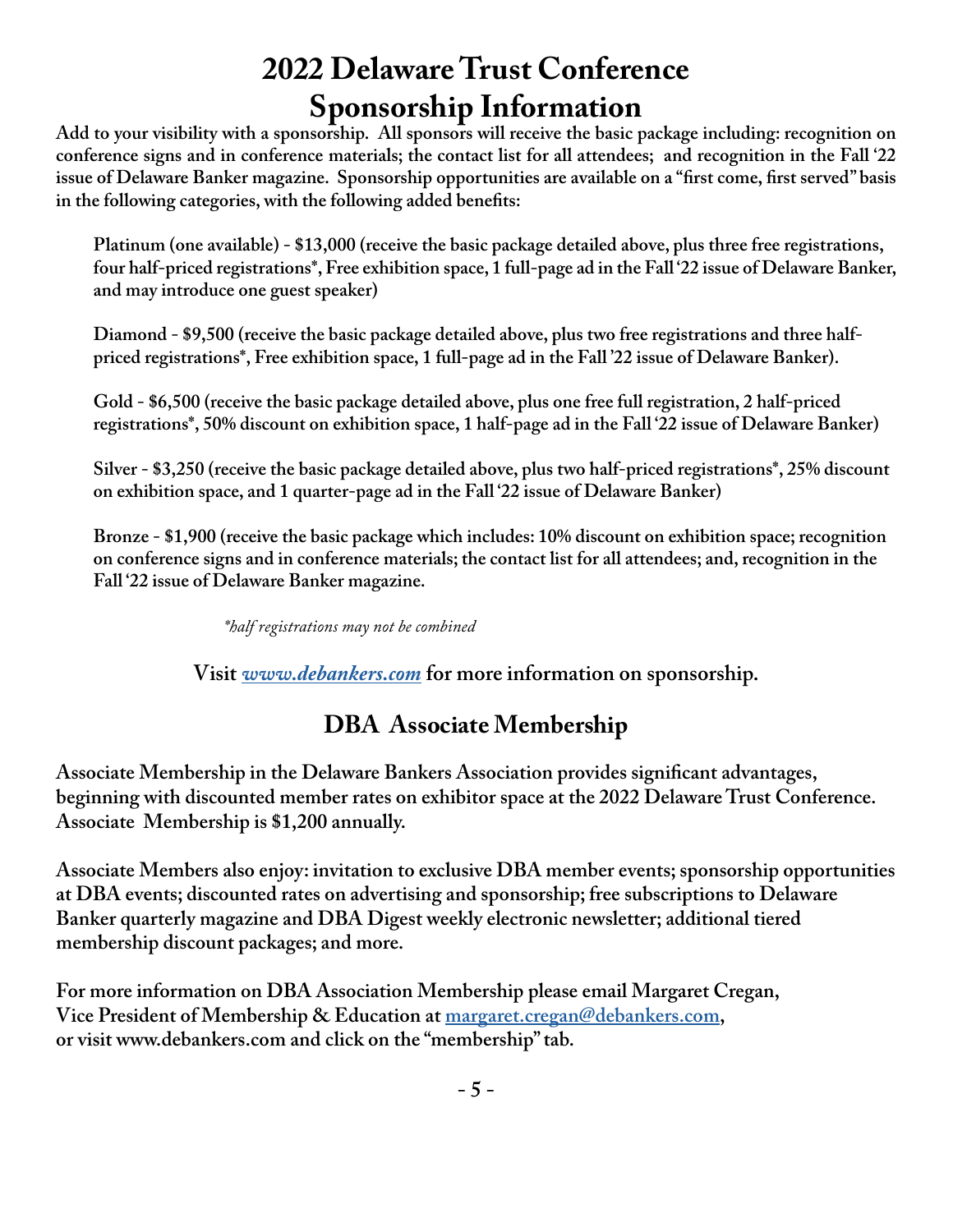# 2022 Delaware Trust Conference Sponsorship Information

**Add to your visibility with a sponsorship. All sponsors will receive the basic package including: recognition on conference signs and in conference materials; the contact list for all attendees; and recognition in the Fall '22 issue of Delaware Banker magazine. Sponsorship opportunities are available on a "first come, first served" basis in the following categories, with the following added benefits:**

**Platinum (one available) - $13,000 (receive the basic package detailed above, plus three free registrations, four half-priced registrations*, Free exhibition space, 1 full-page ad in the Fall '22 issue of Delaware Banker, and may introduce one guest speaker)**

**Diamond - $9,500 (receive the basic package detailed above, plus two free registrations and three half-priced registrations*, Free exhibition space, 1 full-page ad in the Fall '22 issue of Delaware Banker).**

**Gold - $6,500 (receive the basic package detailed above, plus one free full registration, 2 half-priced registrations*, 50% discount on exhibition space, 1 half-page ad in the Fall '22 issue of Delaware Banker)**

**Silver - $3,250 (receive the basic package detailed above, plus two half-priced registrations*, 25% discount on exhibition space, and 1 quarter-page ad in the Fall '22 issue of Delaware Banker)**

**Bronze - $1,900 (receive the basic package which includes: 10% discount on exhibition space; recognition on conference signs and in conference materials; the contact list for all attendees; and, recognition in the Fall '22 issue of Delaware Banker magazine.**

*\*half registrations may not be combined*

**Visit *www.debankers.com* for more information on sponsorship.**

## DBA Associate Membership

**Associate Membership in the Delaware Bankers Association provides significant advantages, beginning with discounted member rates on exhibitor space at the 2022 Delaware Trust Conference. Associate Membership is $1,200 annually.**

**Associate Members also enjoy: invitation to exclusive DBA member events; sponsorship opportunities at DBA events; discounted rates on advertising and sponsorship; free subscriptions to Delaware Banker quarterly magazine and DBA Digest weekly electronic newsletter; additional tiered membership discount packages; and more.**

**For more information on DBA Association Membership please email Margaret Cregan, Vice President of Membership & Education at margaret.cregan@debankers.com, or visit www.debankers.com and click on the "membership" tab.**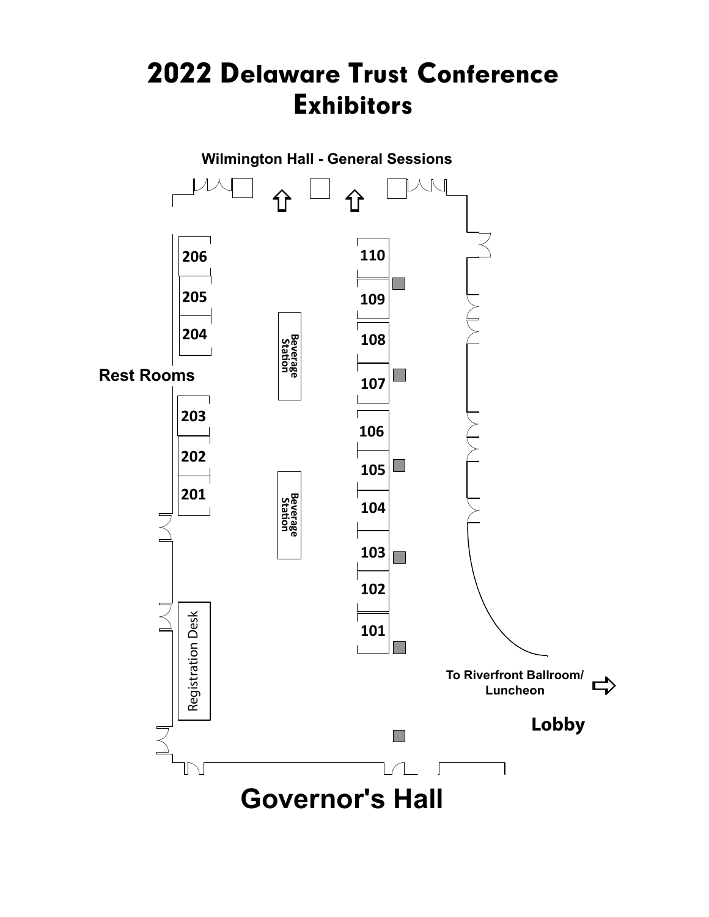# 2022 Delaware Trust Conference Exhibitors

Wilmington Hall - General Sessions

206

205

204

Rest Rooms

203

202

201

Beverage Station

Beverage Station

110

109

108

107

106

105

104

103

102

101

Registration Desk

To Riverfront Ballroom/ Luncheon

Lobby

Governor's Hall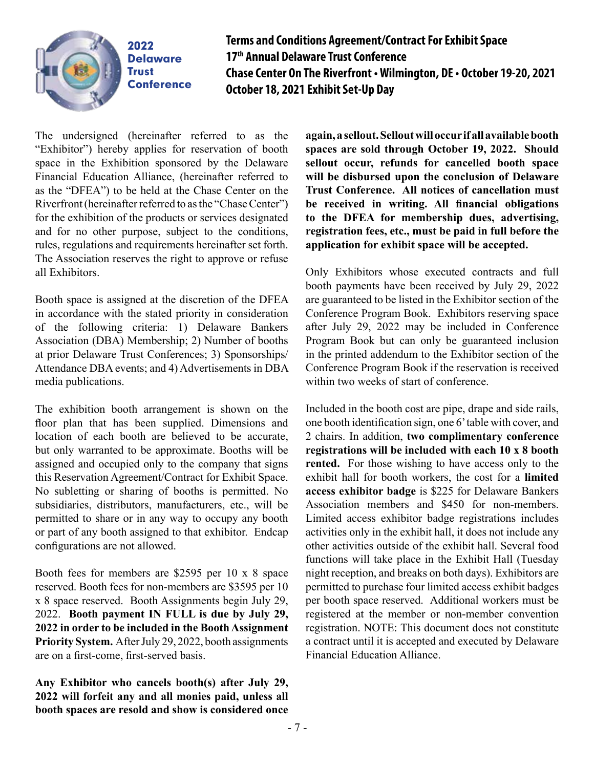**2022 Delaware Trust Conference**

# Terms and Conditions Agreement/Contract For Exhibit Space
## 17th Annual Delaware Trust Conference
## Chase Center On The Riverfront • Wilmington, DE • October 19-20, 2021
## October 18, 2021 Exhibit Set-Up Day

The undersigned (hereinafter referred to as the "Exhibitor") hereby applies for reservation of booth space in the Exhibition sponsored by the Delaware Financial Education Alliance, (hereinafter referred to as the "DFEA") to be held at the Chase Center on the Riverfront (hereinafter referred to as the "Chase Center") for the exhibition of the products or services designated and for no other purpose, subject to the conditions, rules, regulations and requirements hereinafter set forth. The Association reserves the right to approve or refuse all Exhibitors.

Booth space is assigned at the discretion of the DFEA in accordance with the stated priority in consideration of the following criteria: 1) Delaware Bankers Association (DBA) Membership; 2) Number of booths at prior Delaware Trust Conferences; 3) Sponsorships/ Attendance DBA events; and 4) Advertisements in DBA media publications.

The exhibition booth arrangement is shown on the floor plan that has been supplied. Dimensions and location of each booth are believed to be accurate, but only warranted to be approximate. Booths will be assigned and occupied only to the company that signs this Reservation Agreement/Contract for Exhibit Space. No subletting or sharing of booths is permitted. No subsidiaries, distributors, manufacturers, etc., will be permitted to share or in any way to occupy any booth or part of any booth assigned to that exhibitor. Endcap configurations are not allowed.

Booth fees for members are $2595 per 10 x 8 space reserved. Booth fees for non-members are $3595 per 10 x 8 space reserved. Booth Assignments begin July 29, 2022. **Booth payment IN FULL is due by July 29, 2022 in order to be included in the Booth Assignment Priority System.** After July 29, 2022, booth assignments are on a first-come, first-served basis.

**Any Exhibitor who cancels booth(s) after July 29, 2022 will forfeit any and all monies paid, unless all booth spaces are resold and show is considered once again, a sellout. Sellout will occur if all available booth spaces are sold through October 19, 2022. Should sellout occur, refunds for cancelled booth space will be disbursed upon the conclusion of Delaware Trust Conference. All notices of cancellation must be received in writing. All financial obligations to the DFEA for membership dues, advertising, registration fees, etc., must be paid in full before the application for exhibit space will be accepted.**

Only Exhibitors whose executed contracts and full booth payments have been received by July 29, 2022 are guaranteed to be listed in the Exhibitor section of the Conference Program Book. Exhibitors reserving space after July 29, 2022 may be included in Conference Program Book but can only be guaranteed inclusion in the printed addendum to the Exhibitor section of the Conference Program Book if the reservation is received within two weeks of start of conference.

Included in the booth cost are pipe, drape and side rails, one booth identification sign, one 6' table with cover, and 2 chairs. In addition, **two complimentary conference registrations will be included with each 10 x 8 booth rented.** For those wishing to have access only to the exhibit hall for booth workers, the cost for a **limited access exhibitor badge** is $225 for Delaware Bankers Association members and $450 for non-members. Limited access exhibitor badge registrations includes activities only in the exhibit hall, it does not include any other activities outside of the exhibit hall. Several food functions will take place in the Exhibit Hall (Tuesday night reception, and breaks on both days). Exhibitors are permitted to purchase four limited access exhibit badges per booth space reserved. Additional workers must be registered at the member or non-member convention registration. NOTE: This document does not constitute a contract until it is accepted and executed by Delaware Financial Education Alliance.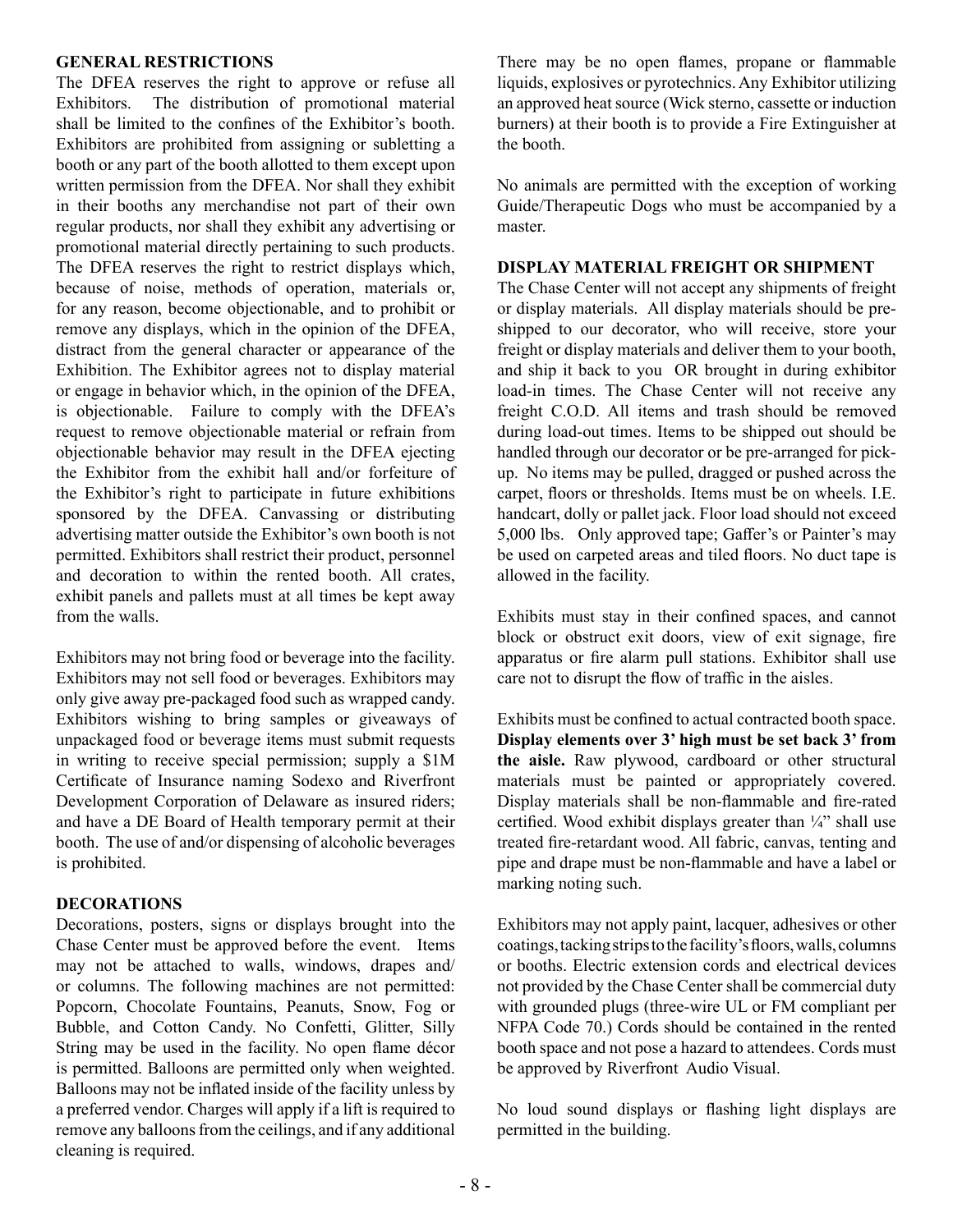## GENERAL RESTRICTIONS

The DFEA reserves the right to approve or refuse all Exhibitors. The distribution of promotional material shall be limited to the confines of the Exhibitor's booth. Exhibitors are prohibited from assigning or subletting a booth or any part of the booth allotted to them except upon written permission from the DFEA. Nor shall they exhibit in their booths any merchandise not part of their own regular products, nor shall they exhibit any advertising or promotional material directly pertaining to such products. The DFEA reserves the right to restrict displays which, because of noise, methods of operation, materials or, for any reason, become objectionable, and to prohibit or remove any displays, which in the opinion of the DFEA, distract from the general character or appearance of the Exhibition. The Exhibitor agrees not to display material or engage in behavior which, in the opinion of the DFEA, is objectionable. Failure to comply with the DFEA's request to remove objectionable material or refrain from objectionable behavior may result in the DFEA ejecting the Exhibitor from the exhibit hall and/or forfeiture of the Exhibitor's right to participate in future exhibitions sponsored by the DFEA. Canvassing or distributing advertising matter outside the Exhibitor's own booth is not permitted. Exhibitors shall restrict their product, personnel and decoration to within the rented booth. All crates, exhibit panels and pallets must at all times be kept away from the walls.

Exhibitors may not bring food or beverage into the facility. Exhibitors may not sell food or beverages. Exhibitors may only give away pre-packaged food such as wrapped candy. Exhibitors wishing to bring samples or giveaways of unpackaged food or beverage items must submit requests in writing to receive special permission; supply a $1M Certificate of Insurance naming Sodexo and Riverfront Development Corporation of Delaware as insured riders; and have a DE Board of Health temporary permit at their booth. The use of and/or dispensing of alcoholic beverages is prohibited.

## DECORATIONS

Decorations, posters, signs or displays brought into the Chase Center must be approved before the event. Items may not be attached to walls, windows, drapes and/or columns. The following machines are not permitted: Popcorn, Chocolate Fountains, Peanuts, Snow, Fog or Bubble, and Cotton Candy. No Confetti, Glitter, Silly String may be used in the facility. No open flame décor is permitted. Balloons are permitted only when weighted. Balloons may not be inflated inside of the facility unless by a preferred vendor. Charges will apply if a lift is required to remove any balloons from the ceilings, and if any additional cleaning is required.

There may be no open flames, propane or flammable liquids, explosives or pyrotechnics. Any Exhibitor utilizing an approved heat source (Wick sterno, cassette or induction burners) at their booth is to provide a Fire Extinguisher at the booth.

No animals are permitted with the exception of working Guide/Therapeutic Dogs who must be accompanied by a master.

## DISPLAY MATERIAL FREIGHT OR SHIPMENT

The Chase Center will not accept any shipments of freight or display materials. All display materials should be pre-shipped to our decorator, who will receive, store your freight or display materials and deliver them to your booth, and ship it back to you OR brought in during exhibitor load-in times. The Chase Center will not receive any freight C.O.D. All items and trash should be removed during load-out times. Items to be shipped out should be handled through our decorator or be pre-arranged for pick-up. No items may be pulled, dragged or pushed across the carpet, floors or thresholds. Items must be on wheels. I.E. handcart, dolly or pallet jack. Floor load should not exceed 5,000 lbs. Only approved tape; Gaffer's or Painter's may be used on carpeted areas and tiled floors. No duct tape is allowed in the facility.

Exhibits must stay in their confined spaces, and cannot block or obstruct exit doors, view of exit signage, fire apparatus or fire alarm pull stations. Exhibitor shall use care not to disrupt the flow of traffic in the aisles.

Exhibits must be confined to actual contracted booth space. **Display elements over 3' high must be set back 3' from the aisle.** Raw plywood, cardboard or other structural materials must be painted or appropriately covered. Display materials shall be non-flammable and fire-rated certified. Wood exhibit displays greater than ¼" shall use treated fire-retardant wood. All fabric, canvas, tenting and pipe and drape must be non-flammable and have a label or marking noting such.

Exhibitors may not apply paint, lacquer, adhesives or other coatings, tacking strips to the facility's floors, walls, columns or booths. Electric extension cords and electrical devices not provided by the Chase Center shall be commercial duty with grounded plugs (three-wire UL or FM compliant per NFPA Code 70.) Cords should be contained in the rented booth space and not pose a hazard to attendees. Cords must be approved by Riverfront Audio Visual.

No loud sound displays or flashing light displays are permitted in the building.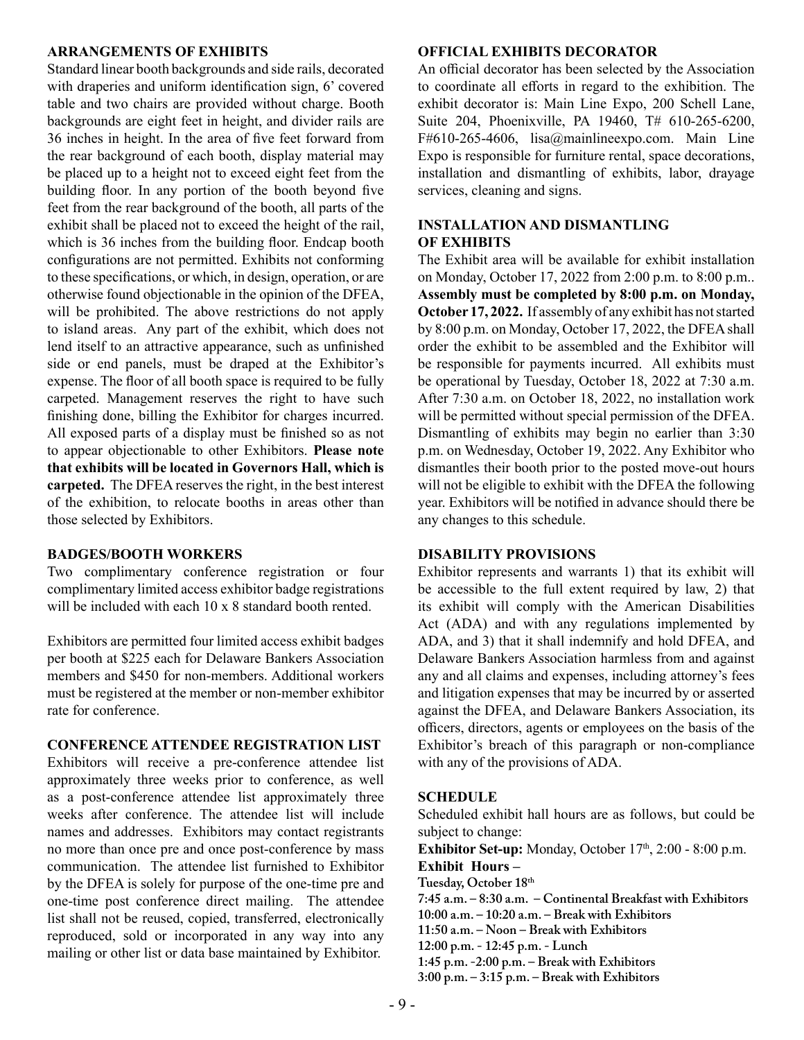## ARRANGEMENTS OF EXHIBITS

Standard linear booth backgrounds and side rails, decorated with draperies and uniform identification sign, 6' covered table and two chairs are provided without charge. Booth backgrounds are eight feet in height, and divider rails are 36 inches in height. In the area of five feet forward from the rear background of each booth, display material may be placed up to a height not to exceed eight feet from the building floor. In any portion of the booth beyond five feet from the rear background of the booth, all parts of the exhibit shall be placed not to exceed the height of the rail, which is 36 inches from the building floor. Endcap booth configurations are not permitted. Exhibits not conforming to these specifications, or which, in design, operation, or are otherwise found objectionable in the opinion of the DFEA, will be prohibited. The above restrictions do not apply to island areas. Any part of the exhibit, which does not lend itself to an attractive appearance, such as unfinished side or end panels, must be draped at the Exhibitor's expense. The floor of all booth space is required to be fully carpeted. Management reserves the right to have such finishing done, billing the Exhibitor for charges incurred. All exposed parts of a display must be finished so as not to appear objectionable to other Exhibitors. **Please note that exhibits will be located in Governors Hall, which is carpeted.** The DFEA reserves the right, in the best interest of the exhibition, to relocate booths in areas other than those selected by Exhibitors.

## BADGES/BOOTH WORKERS

Two complimentary conference registration or four complimentary limited access exhibitor badge registrations will be included with each 10 x 8 standard booth rented.

Exhibitors are permitted four limited access exhibit badges per booth at $225 each for Delaware Bankers Association members and $450 for non-members. Additional workers must be registered at the member or non-member exhibitor rate for conference.

## CONFERENCE ATTENDEE REGISTRATION LIST

Exhibitors will receive a pre-conference attendee list approximately three weeks prior to conference, as well as a post-conference attendee list approximately three weeks after conference. The attendee list will include names and addresses. Exhibitors may contact registrants no more than once pre and once post-conference by mass communication. The attendee list furnished to Exhibitor by the DFEA is solely for purpose of the one-time pre and one-time post conference direct mailing. The attendee list shall not be reused, copied, transferred, electronically reproduced, sold or incorporated in any way into any mailing or other list or data base maintained by Exhibitor.

## OFFICIAL EXHIBITS DECORATOR

An official decorator has been selected by the Association to coordinate all efforts in regard to the exhibition. The exhibit decorator is: Main Line Expo, 200 Schell Lane, Suite 204, Phoenixville, PA 19460, T# 610-265-6200, F#610-265-4606, lisa@mainlineexpo.com. Main Line Expo is responsible for furniture rental, space decorations, installation and dismantling of exhibits, labor, drayage services, cleaning and signs.

## INSTALLATION AND DISMANTLING OF EXHIBITS

The Exhibit area will be available for exhibit installation on Monday, October 17, 2022 from 2:00 p.m. to 8:00 p.m.. **Assembly must be completed by 8:00 p.m. on Monday, October 17, 2022.** If assembly of any exhibit has not started by 8:00 p.m. on Monday, October 17, 2022, the DFEA shall order the exhibit to be assembled and the Exhibitor will be responsible for payments incurred. All exhibits must be operational by Tuesday, October 18, 2022 at 7:30 a.m. After 7:30 a.m. on October 18, 2022, no installation work will be permitted without special permission of the DFEA. Dismantling of exhibits may begin no earlier than 3:30 p.m. on Wednesday, October 19, 2022. Any Exhibitor who dismantles their booth prior to the posted move-out hours will not be eligible to exhibit with the DFEA the following year. Exhibitors will be notified in advance should there be any changes to this schedule.

## DISABILITY PROVISIONS

Exhibitor represents and warrants 1) that its exhibit will be accessible to the full extent required by law, 2) that its exhibit will comply with the American Disabilities Act (ADA) and with any regulations implemented by ADA, and 3) that it shall indemnify and hold DFEA, and Delaware Bankers Association harmless from and against any and all claims and expenses, including attorney's fees and litigation expenses that may be incurred by or asserted against the DFEA, and Delaware Bankers Association, its officers, directors, agents or employees on the basis of the Exhibitor's breach of this paragraph or non-compliance with any of the provisions of ADA.

## SCHEDULE

Scheduled exhibit hall hours are as follows, but could be subject to change:

**Exhibitor Set-up:** Monday, October 17th, 2:00 - 8:00 p.m.

**Exhibit Hours –**

**Tuesday, October 18th**

**7:45 a.m. – 8:30 a.m. – Continental Breakfast with Exhibitors**

**10:00 a.m. – 10:20 a.m. – Break with Exhibitors**

**11:50 a.m. – Noon – Break with Exhibitors**

**12:00 p.m. - 12:45 p.m. - Lunch**

**1:45 p.m. -2:00 p.m. – Break with Exhibitors**

**3:00 p.m. – 3:15 p.m. – Break with Exhibitors**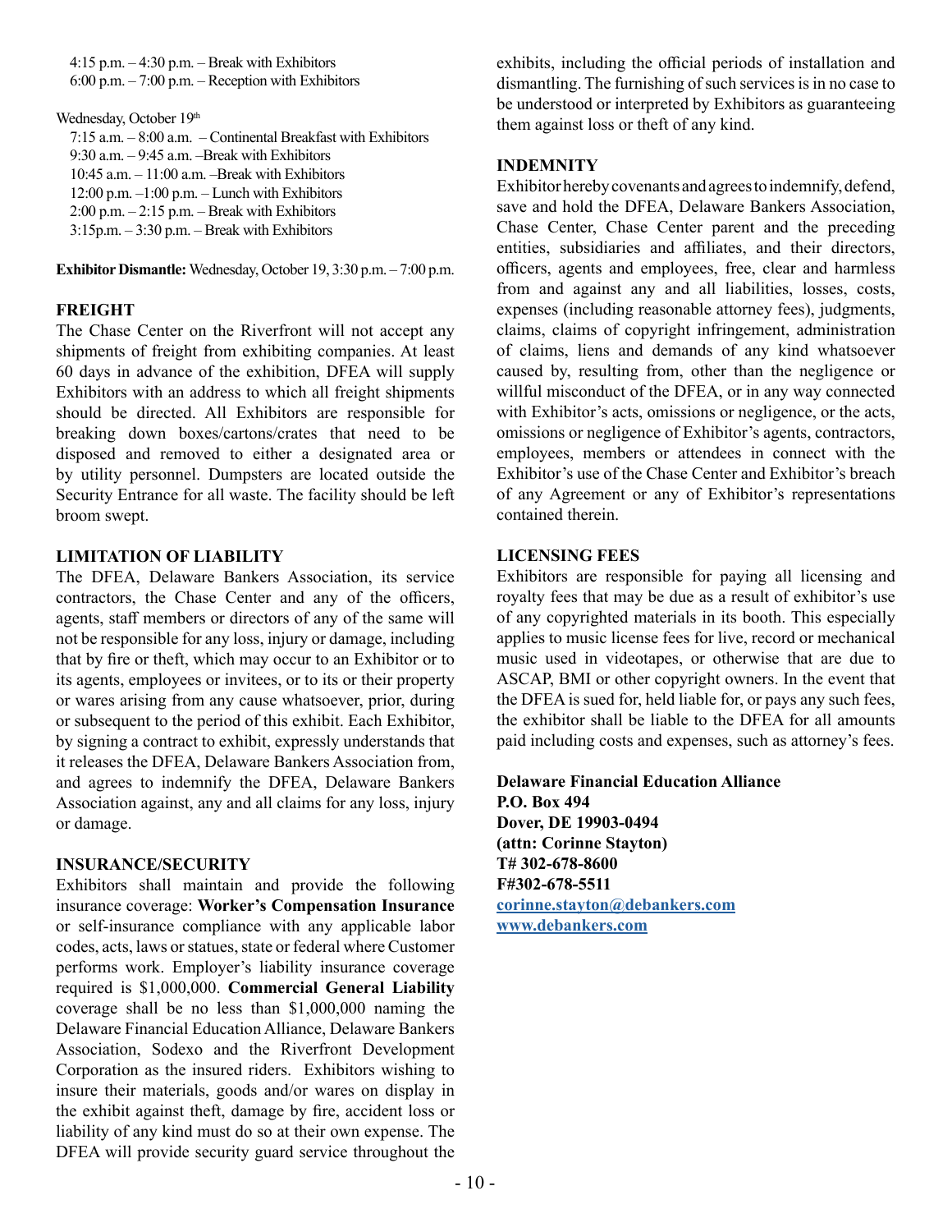4:15 p.m. – 4:30 p.m. – Break with Exhibitors
6:00 p.m. – 7:00 p.m. – Reception with Exhibitors

Wednesday, October 19th
7:15 a.m. – 8:00 a.m. – Continental Breakfast with Exhibitors
9:30 a.m. – 9:45 a.m. –Break with Exhibitors
10:45 a.m. – 11:00 a.m. –Break with Exhibitors
12:00 p.m. –1:00 p.m. – Lunch with Exhibitors
2:00 p.m. – 2:15 p.m. – Break with Exhibitors
3:15p.m. – 3:30 p.m. – Break with Exhibitors

**Exhibitor Dismantle:** Wednesday, October 19, 3:30 p.m. – 7:00 p.m.

**FREIGHT**

The Chase Center on the Riverfront will not accept any shipments of freight from exhibiting companies. At least 60 days in advance of the exhibition, DFEA will supply Exhibitors with an address to which all freight shipments should be directed. All Exhibitors are responsible for breaking down boxes/cartons/crates that need to be disposed and removed to either a designated area or by utility personnel. Dumpsters are located outside the Security Entrance for all waste. The facility should be left broom swept.

**LIMITATION OF LIABILITY**

The DFEA, Delaware Bankers Association, its service contractors, the Chase Center and any of the officers, agents, staff members or directors of any of the same will not be responsible for any loss, injury or damage, including that by fire or theft, which may occur to an Exhibitor or to its agents, employees or invitees, or to its or their property or wares arising from any cause whatsoever, prior, during or subsequent to the period of this exhibit. Each Exhibitor, by signing a contract to exhibit, expressly understands that it releases the DFEA, Delaware Bankers Association from, and agrees to indemnify the DFEA, Delaware Bankers Association against, any and all claims for any loss, injury or damage.

**INSURANCE/SECURITY**

Exhibitors shall maintain and provide the following insurance coverage: **Worker's Compensation Insurance** or self-insurance compliance with any applicable labor codes, acts, laws or statues, state or federal where Customer performs work. Employer's liability insurance coverage required is $1,000,000. **Commercial General Liability** coverage shall be no less than $1,000,000 naming the Delaware Financial Education Alliance, Delaware Bankers Association, Sodexo and the Riverfront Development Corporation as the insured riders. Exhibitors wishing to insure their materials, goods and/or wares on display in the exhibit against theft, damage by fire, accident loss or liability of any kind must do so at their own expense. The DFEA will provide security guard service throughout the exhibits, including the official periods of installation and dismantling. The furnishing of such services is in no case to be understood or interpreted by Exhibitors as guaranteeing them against loss or theft of any kind.

**INDEMNITY**

Exhibitor hereby covenants and agrees to indemnify, defend, save and hold the DFEA, Delaware Bankers Association, Chase Center, Chase Center parent and the preceding entities, subsidiaries and affiliates, and their directors, officers, agents and employees, free, clear and harmless from and against any and all liabilities, losses, costs, expenses (including reasonable attorney fees), judgments, claims, claims of copyright infringement, administration of claims, liens and demands of any kind whatsoever caused by, resulting from, other than the negligence or willful misconduct of the DFEA, or in any way connected with Exhibitor's acts, omissions or negligence, or the acts, omissions or negligence of Exhibitor's agents, contractors, employees, members or attendees in connect with the Exhibitor's use of the Chase Center and Exhibitor's breach of any Agreement or any of Exhibitor's representations contained therein.

**LICENSING FEES**

Exhibitors are responsible for paying all licensing and royalty fees that may be due as a result of exhibitor's use of any copyrighted materials in its booth. This especially applies to music license fees for live, record or mechanical music used in videotapes, or otherwise that are due to ASCAP, BMI or other copyright owners. In the event that the DFEA is sued for, held liable for, or pays any such fees, the exhibitor shall be liable to the DFEA for all amounts paid including costs and expenses, such as attorney's fees.

**Delaware Financial Education Alliance**
**P.O. Box 494**
**Dover, DE 19903-0494**
**(attn: Corinne Stayton)**
**T# 302-678-8600**
**F#302-678-5511**
**corinne.stayton@debankers.com**
**www.debankers.com**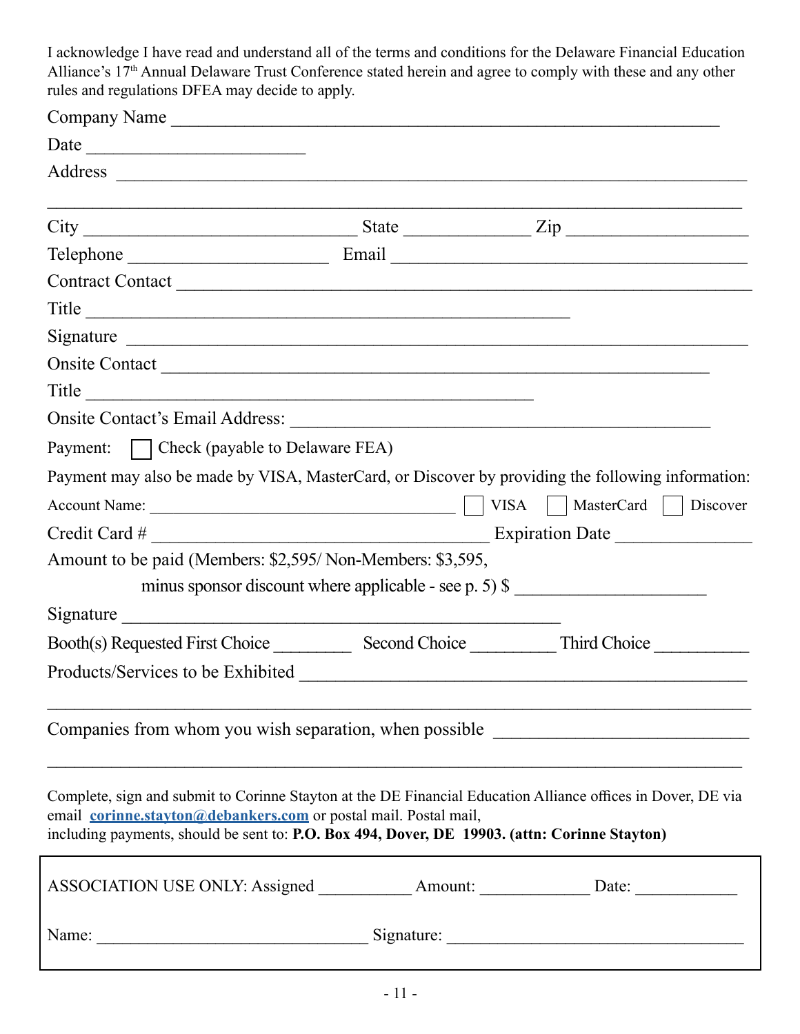I acknowledge I have read and understand all of the terms and conditions for the Delaware Financial Education Alliance's 17th Annual Delaware Trust Conference stated herein and agree to comply with these and any other rules and regulations DFEA may decide to apply.

Company Name ____________________________________________________________

Date ________________________

Address ____________________________________________________________

____________________________________________________________________________

City ______________________________ State ______________ Zip ____________________

Telephone ______________________ Email ________________________________________

Contract Contact ____________________________________________________________

Title ______________________________________________________

Signature ____________________________________________________________

Onsite Contact ____________________________________________________________

Title __________________________________________________

Onsite Contact's Email Address: ______________________________________________

Payment: ☐ Check (payable to Delaware FEA)

Payment may also be made by VISA, MasterCard, or Discover by providing the following information:

Account Name: ____________________________________ ☐ VISA ☐ MasterCard ☐ Discover

Credit Card # ______________________________________ Expiration Date _______________

Amount to be paid (Members: $2,595/ Non-Members: $3,595,
minus sponsor discount where applicable - see p. 5) $ _____________________

Signature ________________________________________________

Booth(s) Requested First Choice _________ Second Choice _________ Third Choice __________

Products/Services to be Exhibited ______________________________________________

____________________________________________________________________________

Companies from whom you wish separation, when possible ___________________________

____________________________________________________________________________

Complete, sign and submit to Corinne Stayton at the DE Financial Education Alliance offices in Dover, DE via email **corinne.stayton@debankers.com** or postal mail. Postal mail, including payments, should be sent to: **P.O. Box 494, Dover, DE 19903. (attn: Corinne Stayton)**

ASSOCIATION USE ONLY: Assigned __________ Amount: ____________ Date: ____________

Name: ______________________________ Signature: __________________________________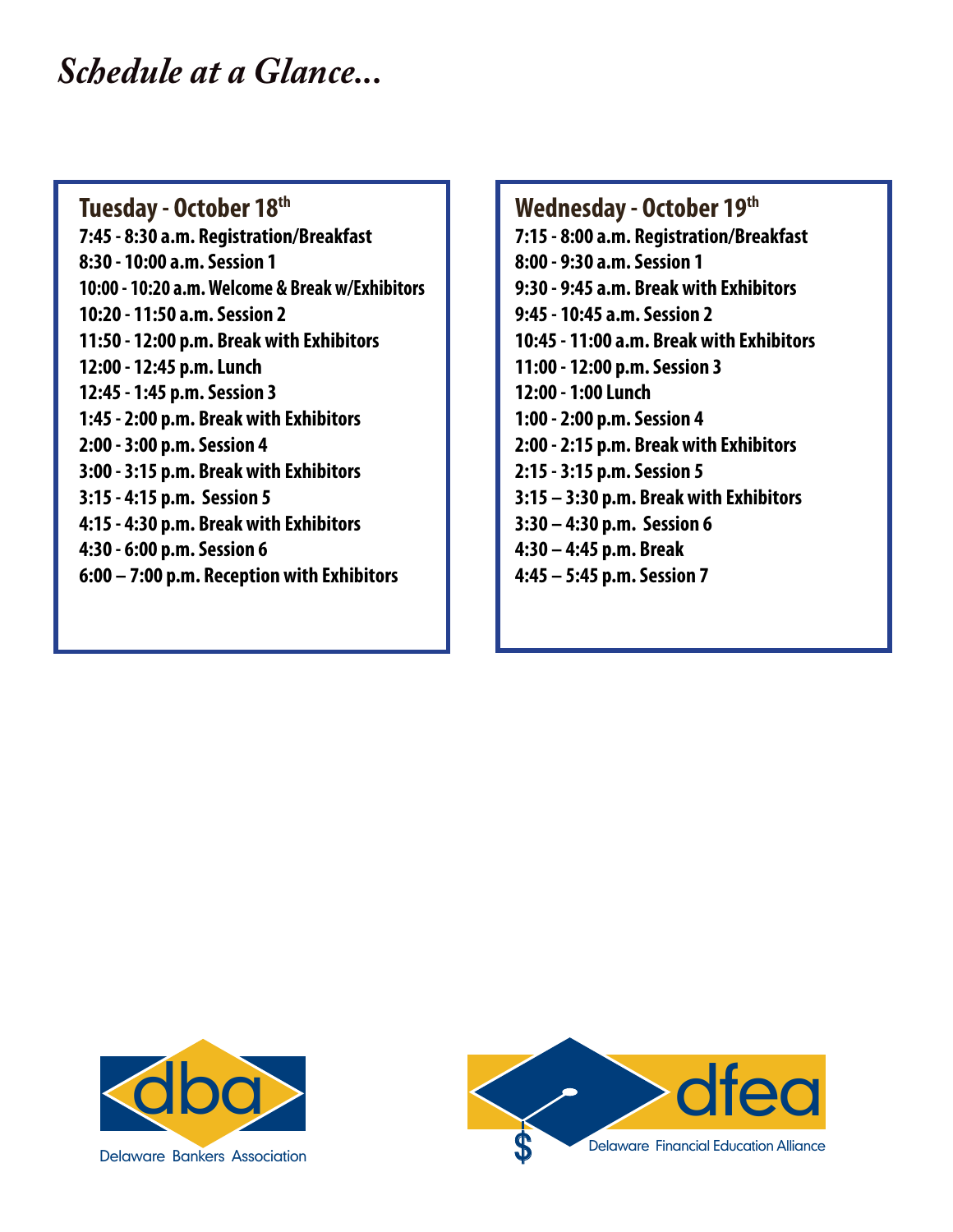# *Schedule at a Glance...*

## Tuesday - October 18th

**7:45 - 8:30 a.m. Registration/Breakfast**
**8:30 - 10:00 a.m. Session 1**
**10:00 - 10:20 a.m. Welcome & Break w/Exhibitors**
**10:20 - 11:50 a.m. Session 2**
**11:50 - 12:00 p.m. Break with Exhibitors**
**12:00 - 12:45 p.m. Lunch**
**12:45 - 1:45 p.m. Session 3**
**1:45 - 2:00 p.m. Break with Exhibitors**
**2:00 - 3:00 p.m. Session 4**
**3:00 - 3:15 p.m. Break with Exhibitors**
**3:15 - 4:15 p.m. Session 5**
**4:15 - 4:30 p.m. Break with Exhibitors**
**4:30 - 6:00 p.m. Session 6**
**6:00 – 7:00 p.m. Reception with Exhibitors**

## Wednesday - October 19th

**7:15 - 8:00 a.m. Registration/Breakfast**
**8:00 - 9:30 a.m. Session 1**
**9:30 - 9:45 a.m. Break with Exhibitors**
**9:45 - 10:45 a.m. Session 2**
**10:45 - 11:00 a.m. Break with Exhibitors**
**11:00 - 12:00 p.m. Session 3**
**12:00 - 1:00 Lunch**
**1:00 - 2:00 p.m. Session 4**
**2:00 - 2:15 p.m. Break with Exhibitors**
**2:15 - 3:15 p.m. Session 5**
**3:15 – 3:30 p.m. Break with Exhibitors**
**3:30 – 4:30 p.m. Session 6**
**4:30 – 4:45 p.m. Break**
**4:45 – 5:45 p.m. Session 7**

dba
Delaware Bankers Association

dfea
Delaware Financial Education Alliance